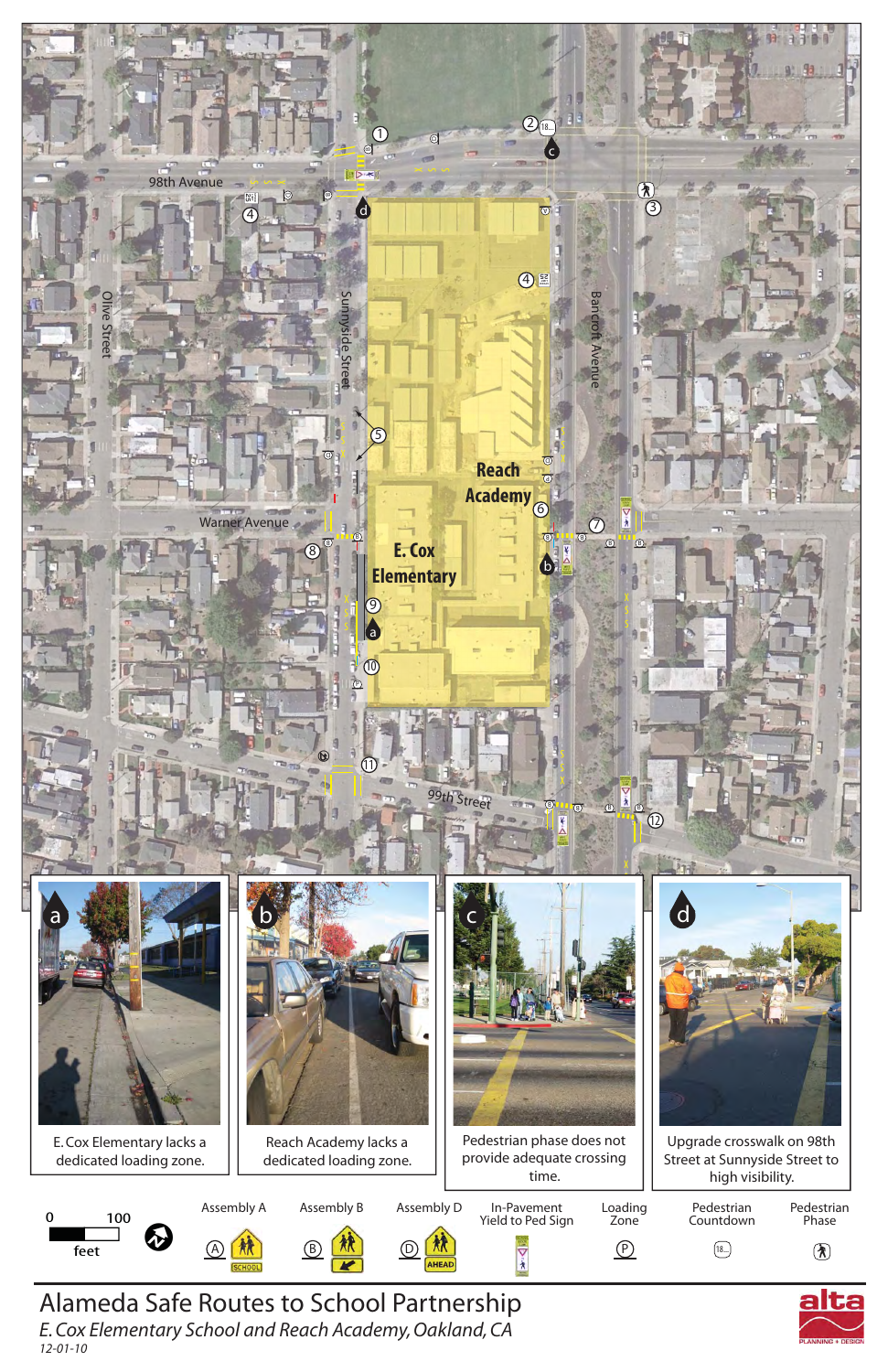98th Avenue

Olive Street

Sunnyside Street

Bancroft Avenue

Warner Avenue

99th Street

Reach Academy

E. Cox Elementary

a — E. Cox Elementary lacks a dedicated loading zone.

b — Reach Academy lacks a dedicated loading zone.

c — Pedestrian phase does not provide adequate crossing time.

d — Upgrade crosswalk on 98th Street at Sunnyside Street to high visibility.

0 100 feet

Assembly A — SCHOOL

Assembly B

Assembly D — AHEAD

In-Pavement Yield to Ped Sign

Loading Zone

Pedestrian Countdown

Pedestrian Phase

# Alameda Safe Routes to School Partnership

*E. Cox Elementary School and Reach Academy, Oakland, CA*

*12-01-10*

alta PLANNING + DESIGN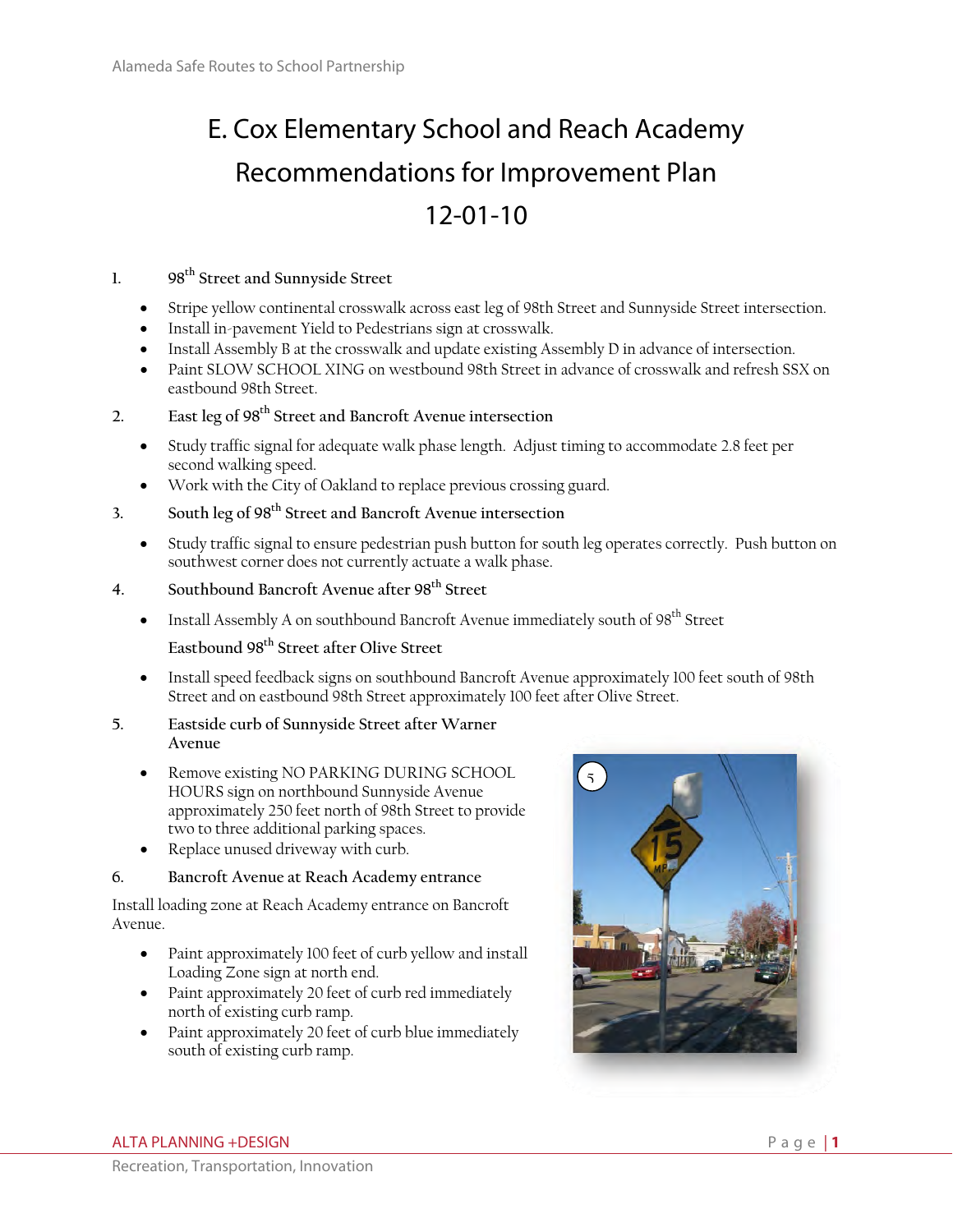# E. Cox Elementary School and Reach Academy Recommendations for Improvement Plan 12-01-10

1. **98th Street and Sunnyside Street**

   - Stripe yellow continental crosswalk across east leg of 98th Street and Sunnyside Street intersection.
   - Install in-pavement Yield to Pedestrians sign at crosswalk.
   - Install Assembly B at the crosswalk and update existing Assembly D in advance of intersection.
   - Paint SLOW SCHOOL XING on westbound 98th Street in advance of crosswalk and refresh SSX on eastbound 98th Street.

2. **East leg of 98th Street and Bancroft Avenue intersection**

   - Study traffic signal for adequate walk phase length. Adjust timing to accommodate 2.8 feet per second walking speed.
   - Work with the City of Oakland to replace previous crossing guard.

3. **South leg of 98th Street and Bancroft Avenue intersection**

   - Study traffic signal to ensure pedestrian push button for south leg operates correctly. Push button on southwest corner does not currently actuate a walk phase.

4. **Southbound Bancroft Avenue after 98th Street**

   - Install Assembly A on southbound Bancroft Avenue immediately south of 98th Street

   **Eastbound 98th Street after Olive Street**

   - Install speed feedback signs on southbound Bancroft Avenue approximately 100 feet south of 98th Street and on eastbound 98th Street approximately 100 feet after Olive Street.

5. **Eastside curb of Sunnyside Street after Warner Avenue**

   - Remove existing NO PARKING DURING SCHOOL HOURS sign on northbound Sunnyside Avenue approximately 250 feet north of 98th Street to provide two to three additional parking spaces.
   - Replace unused driveway with curb.

6. **Bancroft Avenue at Reach Academy entrance**

Install loading zone at Reach Academy entrance on Bancroft Avenue.

- Paint approximately 100 feet of curb yellow and install Loading Zone sign at north end.
- Paint approximately 20 feet of curb red immediately north of existing curb ramp.
- Paint approximately 20 feet of curb blue immediately south of existing curb ramp.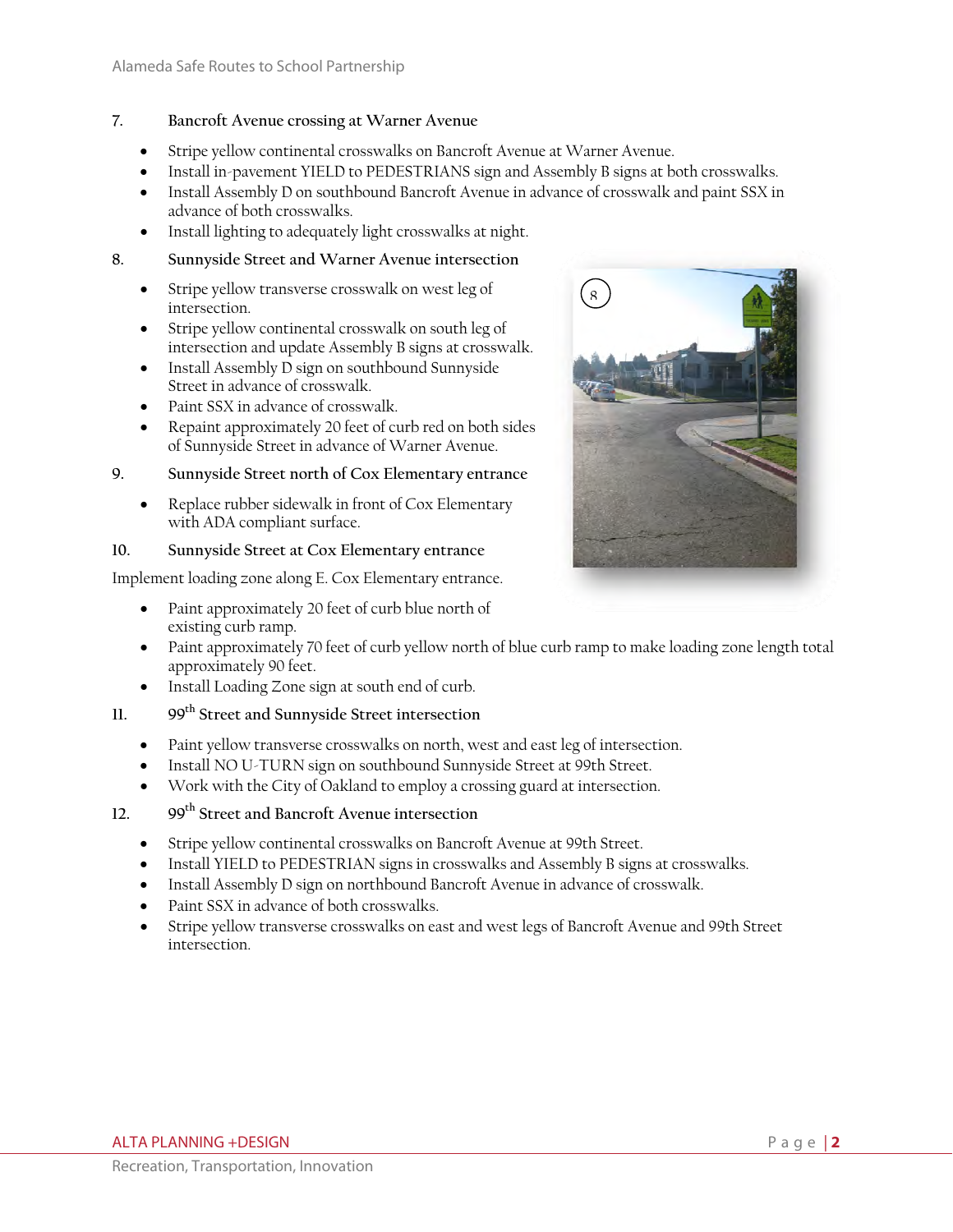7. **Bancroft Avenue crossing at Warner Avenue**

- Stripe yellow continental crosswalks on Bancroft Avenue at Warner Avenue.
- Install in-pavement YIELD to PEDESTRIANS sign and Assembly B signs at both crosswalks.
- Install Assembly D on southbound Bancroft Avenue in advance of crosswalk and paint SSX in advance of both crosswalks.
- Install lighting to adequately light crosswalks at night.

8. **Sunnyside Street and Warner Avenue intersection**

- Stripe yellow transverse crosswalk on west leg of intersection.
- Stripe yellow continental crosswalk on south leg of intersection and update Assembly B signs at crosswalk.
- Install Assembly D sign on southbound Sunnyside Street in advance of crosswalk.
- Paint SSX in advance of crosswalk.
- Repaint approximately 20 feet of curb red on both sides of Sunnyside Street in advance of Warner Avenue.

9. **Sunnyside Street north of Cox Elementary entrance**

- Replace rubber sidewalk in front of Cox Elementary with ADA compliant surface.

10. **Sunnyside Street at Cox Elementary entrance**

Implement loading zone along E. Cox Elementary entrance.

- Paint approximately 20 feet of curb blue north of existing curb ramp.
- Paint approximately 70 feet of curb yellow north of blue curb ramp to make loading zone length total approximately 90 feet.
- Install Loading Zone sign at south end of curb.

11. **99th Street and Sunnyside Street intersection**

- Paint yellow transverse crosswalks on north, west and east leg of intersection.
- Install NO U-TURN sign on southbound Sunnyside Street at 99th Street.
- Work with the City of Oakland to employ a crossing guard at intersection.

12. **99th Street and Bancroft Avenue intersection**

- Stripe yellow continental crosswalks on Bancroft Avenue at 99th Street.
- Install YIELD to PEDESTRIAN signs in crosswalks and Assembly B signs at crosswalks.
- Install Assembly D sign on northbound Bancroft Avenue in advance of crosswalk.
- Paint SSX in advance of both crosswalks.
- Stripe yellow transverse crosswalks on east and west legs of Bancroft Avenue and 99th Street intersection.